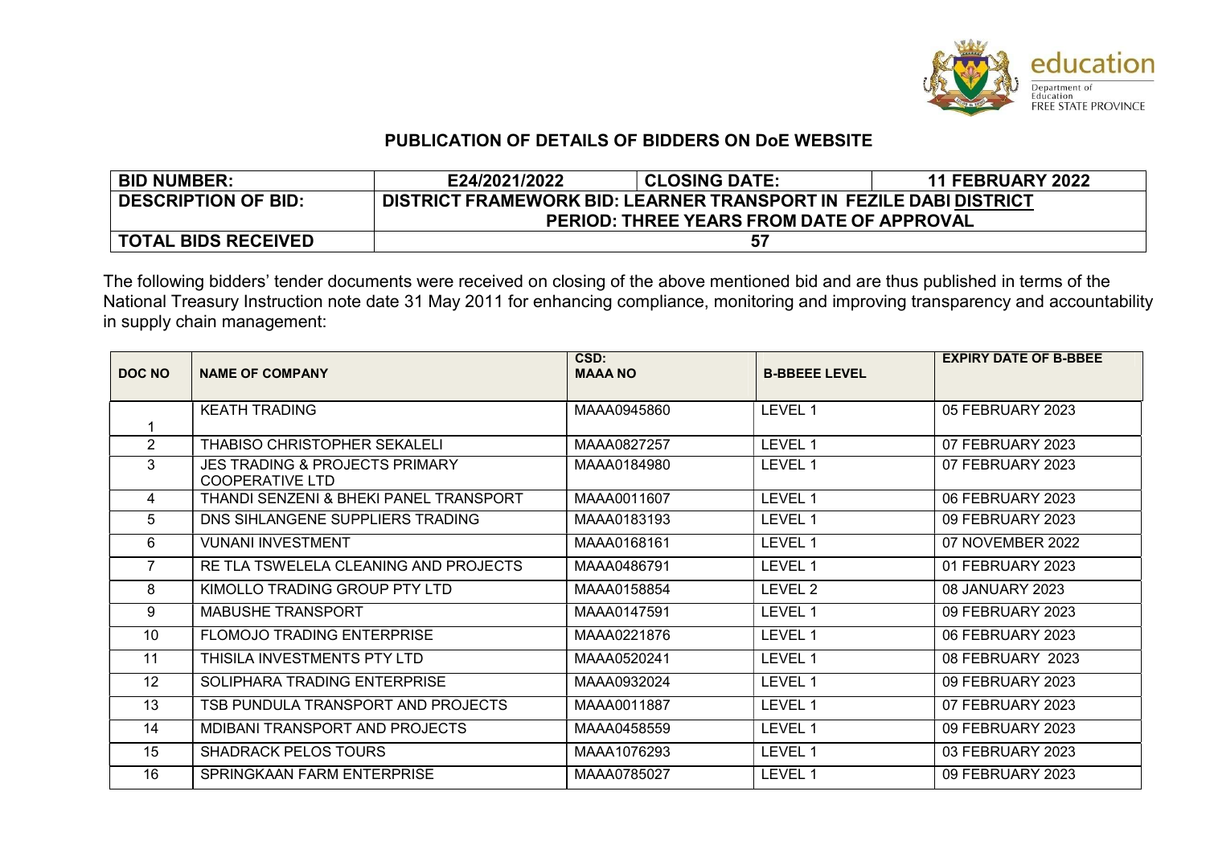education
Department of Education
FREE STATE PROVINCE

## PUBLICATION OF DETAILS OF BIDDERS ON DoE WEBSITE

| BID NUMBER: | E24/2021/2022 | CLOSING DATE: | 11 FEBRUARY 2022 |
|---|---|---|---|
| DESCRIPTION OF BID: | DISTRICT FRAMEWORK BID: LEARNER TRANSPORT IN FEZILE DABI DISTRICT PERIOD: THREE YEARS FROM DATE OF APPROVAL | | |
| TOTAL BIDS RECEIVED | 57 | | |

The following bidders' tender documents were received on closing of the above mentioned bid and are thus published in terms of the National Treasury Instruction note date 31 May 2011 for enhancing compliance, monitoring and improving transparency and accountability in supply chain management:

| DOC NO | NAME OF COMPANY | CSD: MAAA NO | B-BBEEE LEVEL | EXPIRY DATE OF B-BBEE |
|---|---|---|---|---|
| 1 | KEATH TRADING | MAAA0945860 | LEVEL 1 | 05 FEBRUARY 2023 |
| 2 | THABISO CHRISTOPHER SEKALELI | MAAA0827257 | LEVEL 1 | 07 FEBRUARY 2023 |
| 3 | JES TRADING & PROJECTS PRIMARY COOPERATIVE LTD | MAAA0184980 | LEVEL 1 | 07 FEBRUARY 2023 |
| 4 | THANDI SENZENI & BHEKI PANEL TRANSPORT | MAAA0011607 | LEVEL 1 | 06 FEBRUARY 2023 |
| 5 | DNS SIHLANGENE SUPPLIERS TRADING | MAAA0183193 | LEVEL 1 | 09 FEBRUARY 2023 |
| 6 | VUNANI INVESTMENT | MAAA0168161 | LEVEL 1 | 07 NOVEMBER 2022 |
| 7 | RE TLA TSWELELA CLEANING AND PROJECTS | MAAA0486791 | LEVEL 1 | 01 FEBRUARY 2023 |
| 8 | KIMOLLO TRADING GROUP PTY LTD | MAAA0158854 | LEVEL 2 | 08 JANUARY 2023 |
| 9 | MABUSHE TRANSPORT | MAAA0147591 | LEVEL 1 | 09 FEBRUARY 2023 |
| 10 | FLOMOJO TRADING ENTERPRISE | MAAA0221876 | LEVEL 1 | 06 FEBRUARY 2023 |
| 11 | THISILA INVESTMENTS PTY LTD | MAAA0520241 | LEVEL 1 | 08 FEBRUARY 2023 |
| 12 | SOLIPHARA TRADING ENTERPRISE | MAAA0932024 | LEVEL 1 | 09 FEBRUARY 2023 |
| 13 | TSB PUNDULA TRANSPORT AND PROJECTS | MAAA0011887 | LEVEL 1 | 07 FEBRUARY 2023 |
| 14 | MDIBANI TRANSPORT AND PROJECTS | MAAA0458559 | LEVEL 1 | 09 FEBRUARY 2023 |
| 15 | SHADRACK PELOS TOURS | MAAA1076293 | LEVEL 1 | 03 FEBRUARY 2023 |
| 16 | SPRINGKAAN FARM ENTERPRISE | MAAA0785027 | LEVEL 1 | 09 FEBRUARY 2023 |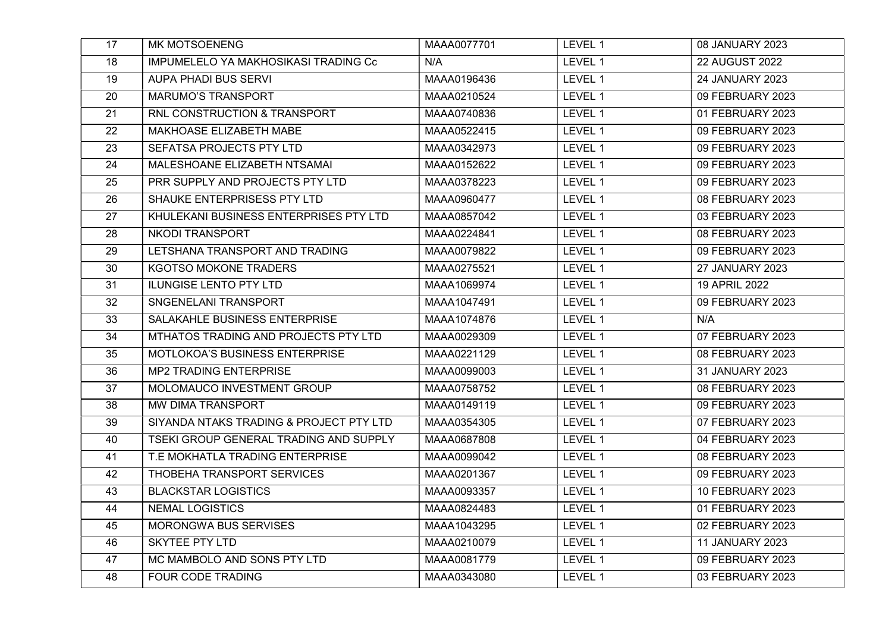| 17 | MK MOTSOENENG | MAAA0077701 | LEVEL 1 | 08 JANUARY 2023 |
|---|---|---|---|---|
| 18 | IMPUMELELO YA MAKHOSIKASI TRADING Cc | N/A | LEVEL 1 | 22 AUGUST 2022 |
| 19 | AUPA PHADI BUS SERVI | MAAA0196436 | LEVEL 1 | 24 JANUARY 2023 |
| 20 | MARUMO'S TRANSPORT | MAAA0210524 | LEVEL 1 | 09 FEBRUARY 2023 |
| 21 | RNL CONSTRUCTION & TRANSPORT | MAAA0740836 | LEVEL 1 | 01 FEBRUARY 2023 |
| 22 | MAKHOASE ELIZABETH MABE | MAAA0522415 | LEVEL 1 | 09 FEBRUARY 2023 |
| 23 | SEFATSA PROJECTS PTY LTD | MAAA0342973 | LEVEL 1 | 09 FEBRUARY 2023 |
| 24 | MALESHOANE ELIZABETH NTSAMAI | MAAA0152622 | LEVEL 1 | 09 FEBRUARY 2023 |
| 25 | PRR SUPPLY AND PROJECTS PTY LTD | MAAA0378223 | LEVEL 1 | 09 FEBRUARY 2023 |
| 26 | SHAUKE ENTERPRISESS PTY LTD | MAAA0960477 | LEVEL 1 | 08 FEBRUARY 2023 |
| 27 | KHULEKANI BUSINESS ENTERPRISES PTY LTD | MAAA0857042 | LEVEL 1 | 03 FEBRUARY 2023 |
| 28 | NKODI TRANSPORT | MAAA0224841 | LEVEL 1 | 08 FEBRUARY 2023 |
| 29 | LETSHANA TRANSPORT AND TRADING | MAAA0079822 | LEVEL 1 | 09 FEBRUARY 2023 |
| 30 | KGOTSO MOKONE TRADERS | MAAA0275521 | LEVEL 1 | 27 JANUARY 2023 |
| 31 | ILUNGISE LENTO PTY LTD | MAAA1069974 | LEVEL 1 | 19 APRIL 2022 |
| 32 | SNGENELANI TRANSPORT | MAAA1047491 | LEVEL 1 | 09 FEBRUARY 2023 |
| 33 | SALAKAHLE BUSINESS ENTERPRISE | MAAA1074876 | LEVEL 1 | N/A |
| 34 | MTHATOS TRADING AND PROJECTS PTY LTD | MAAA0029309 | LEVEL 1 | 07 FEBRUARY 2023 |
| 35 | MOTLOKOA'S BUSINESS ENTERPRISE | MAAA0221129 | LEVEL 1 | 08 FEBRUARY 2023 |
| 36 | MP2 TRADING ENTERPRISE | MAAA0099003 | LEVEL 1 | 31 JANUARY 2023 |
| 37 | MOLOMAUCO INVESTMENT GROUP | MAAA0758752 | LEVEL 1 | 08 FEBRUARY 2023 |
| 38 | MW DIMA TRANSPORT | MAAA0149119 | LEVEL 1 | 09 FEBRUARY 2023 |
| 39 | SIYANDA NTAKS TRADING & PROJECT PTY LTD | MAAA0354305 | LEVEL 1 | 07 FEBRUARY 2023 |
| 40 | TSEKI GROUP GENERAL TRADING AND SUPPLY | MAAA0687808 | LEVEL 1 | 04 FEBRUARY 2023 |
| 41 | T.E MOKHATLA TRADING ENTERPRISE | MAAA0099042 | LEVEL 1 | 08 FEBRUARY 2023 |
| 42 | THOBEHA TRANSPORT SERVICES | MAAA0201367 | LEVEL 1 | 09 FEBRUARY 2023 |
| 43 | BLACKSTAR LOGISTICS | MAAA0093357 | LEVEL 1 | 10 FEBRUARY 2023 |
| 44 | NEMAL LOGISTICS | MAAA0824483 | LEVEL 1 | 01 FEBRUARY 2023 |
| 45 | MORONGWA BUS SERVISES | MAAA1043295 | LEVEL 1 | 02 FEBRUARY 2023 |
| 46 | SKYTEE PTY LTD | MAAA0210079 | LEVEL 1 | 11 JANUARY 2023 |
| 47 | MC MAMBOLO AND SONS PTY LTD | MAAA0081779 | LEVEL 1 | 09 FEBRUARY 2023 |
| 48 | FOUR CODE TRADING | MAAA0343080 | LEVEL 1 | 03 FEBRUARY 2023 |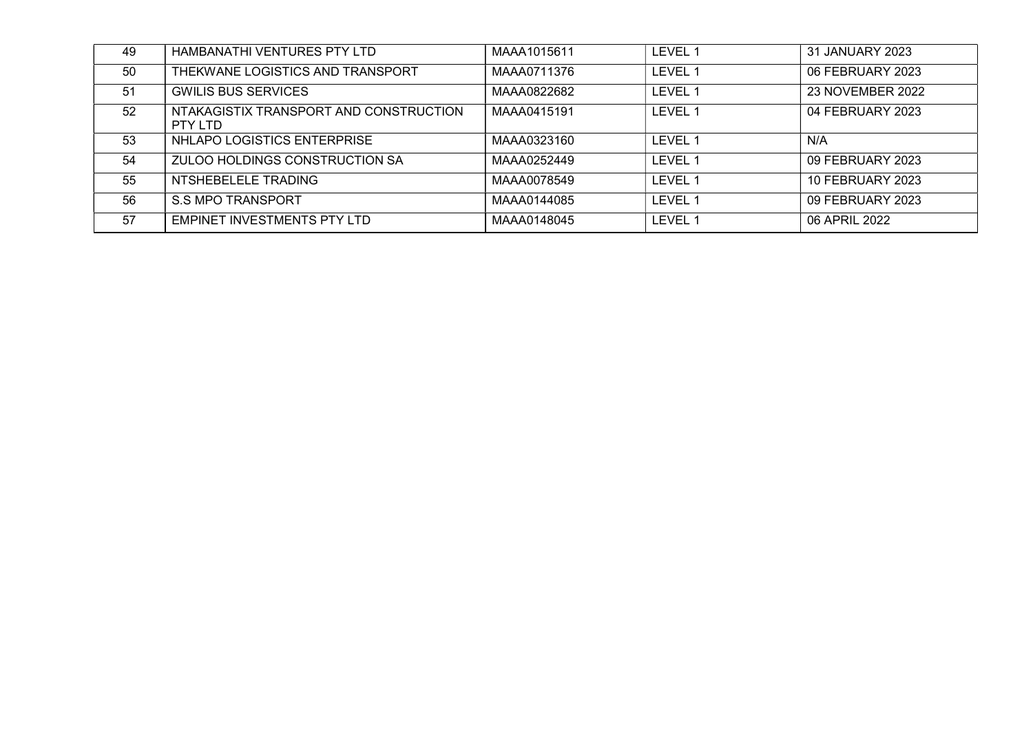| | | | | |
|---|---|---|---|---|
| 49 | HAMBANATHI VENTURES PTY LTD | MAAA1015611 | LEVEL 1 | 31 JANUARY 2023 |
| 50 | THEKWANE LOGISTICS AND TRANSPORT | MAAA0711376 | LEVEL 1 | 06 FEBRUARY 2023 |
| 51 | GWILIS BUS SERVICES | MAAA0822682 | LEVEL 1 | 23 NOVEMBER 2022 |
| 52 | NTAKAGISTIX TRANSPORT AND CONSTRUCTION PTY LTD | MAAA0415191 | LEVEL 1 | 04 FEBRUARY 2023 |
| 53 | NHLAPO LOGISTICS ENTERPRISE | MAAA0323160 | LEVEL 1 | N/A |
| 54 | ZULOO HOLDINGS CONSTRUCTION SA | MAAA0252449 | LEVEL 1 | 09 FEBRUARY 2023 |
| 55 | NTSHEBELELE TRADING | MAAA0078549 | LEVEL 1 | 10 FEBRUARY 2023 |
| 56 | S.S MPO TRANSPORT | MAAA0144085 | LEVEL 1 | 09 FEBRUARY 2023 |
| 57 | EMPINET INVESTMENTS PTY LTD | MAAA0148045 | LEVEL 1 | 06 APRIL 2022 |